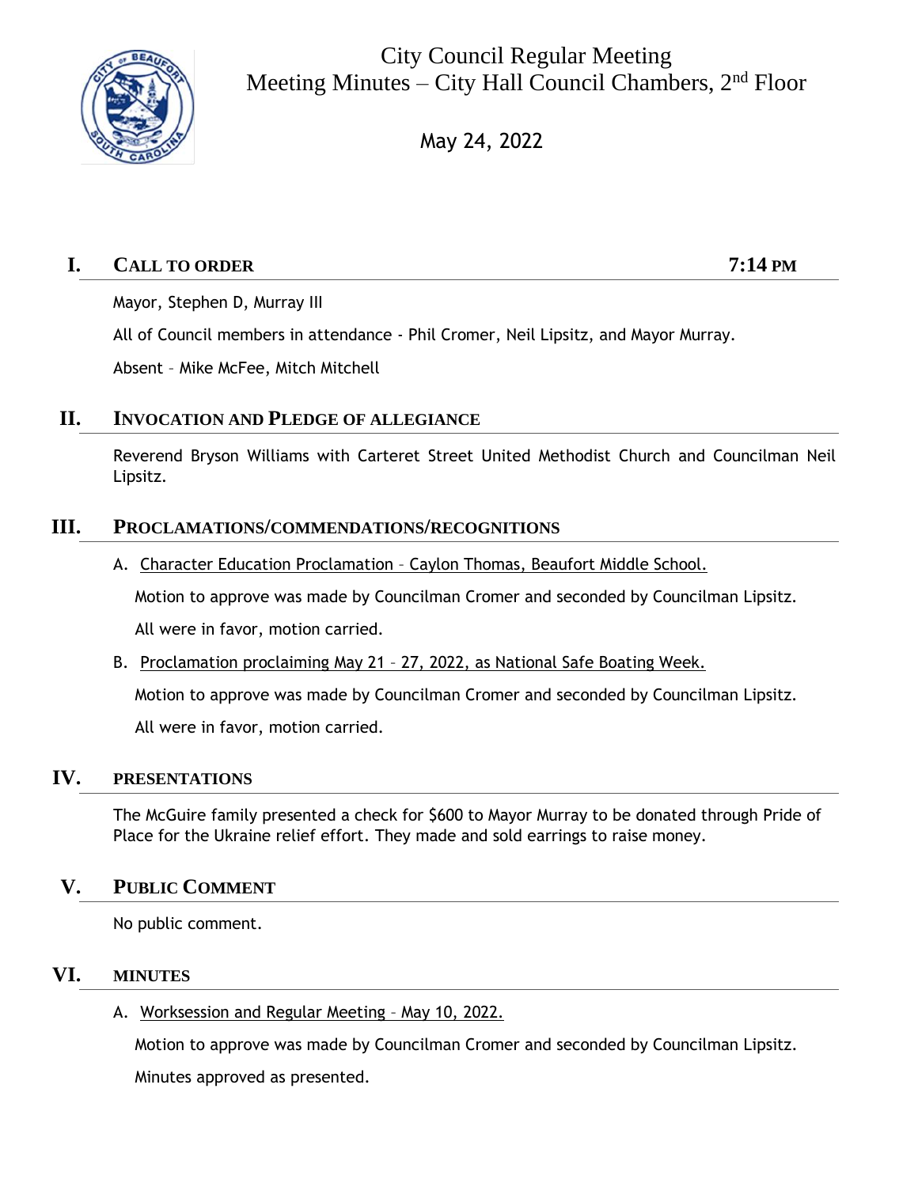# City Council Regular Meeting

## Meeting Minutes – City Hall Council Chambers, 2nd Floor

May 24, 2022

## I. CALL TO ORDER — 7:14 PM

Mayor, Stephen D, Murray III

All of Council members in attendance - Phil Cromer, Neil Lipsitz, and Mayor Murray.

Absent – Mike McFee, Mitch Mitchell

## II. INVOCATION AND PLEDGE OF ALLEGIANCE

Reverend Bryson Williams with Carteret Street United Methodist Church and Councilman Neil Lipsitz.

## III. PROCLAMATIONS/COMMENDATIONS/RECOGNITIONS

A. Character Education Proclamation – Caylon Thomas, Beaufort Middle School.

Motion to approve was made by Councilman Cromer and seconded by Councilman Lipsitz.

All were in favor, motion carried.

B. Proclamation proclaiming May 21 – 27, 2022, as National Safe Boating Week.

Motion to approve was made by Councilman Cromer and seconded by Councilman Lipsitz.

All were in favor, motion carried.

## IV. PRESENTATIONS

The McGuire family presented a check for $600 to Mayor Murray to be donated through Pride of Place for the Ukraine relief effort. They made and sold earrings to raise money.

## V. PUBLIC COMMENT

No public comment.

## VI. MINUTES

A. Worksession and Regular Meeting – May 10, 2022.

Motion to approve was made by Councilman Cromer and seconded by Councilman Lipsitz.

Minutes approved as presented.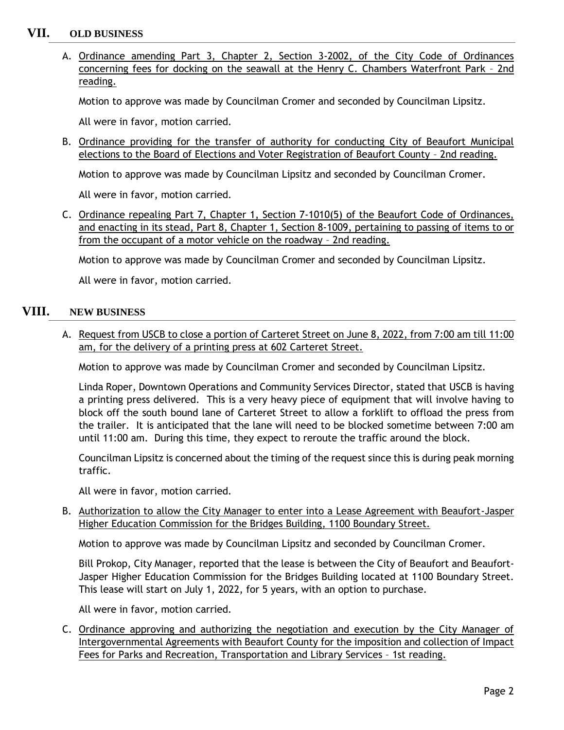## VII. OLD BUSINESS

A. Ordinance amending Part 3, Chapter 2, Section 3-2002, of the City Code of Ordinances concerning fees for docking on the seawall at the Henry C. Chambers Waterfront Park – 2nd reading.

Motion to approve was made by Councilman Cromer and seconded by Councilman Lipsitz.

All were in favor, motion carried.

B. Ordinance providing for the transfer of authority for conducting City of Beaufort Municipal elections to the Board of Elections and Voter Registration of Beaufort County – 2nd reading.

Motion to approve was made by Councilman Lipsitz and seconded by Councilman Cromer.

All were in favor, motion carried.

C. Ordinance repealing Part 7, Chapter 1, Section 7-1010(5) of the Beaufort Code of Ordinances, and enacting in its stead, Part 8, Chapter 1, Section 8-1009, pertaining to passing of items to or from the occupant of a motor vehicle on the roadway – 2nd reading.

Motion to approve was made by Councilman Cromer and seconded by Councilman Lipsitz.

All were in favor, motion carried.

## VIII. NEW BUSINESS

A. Request from USCB to close a portion of Carteret Street on June 8, 2022, from 7:00 am till 11:00 am, for the delivery of a printing press at 602 Carteret Street.

Motion to approve was made by Councilman Cromer and seconded by Councilman Lipsitz.

Linda Roper, Downtown Operations and Community Services Director, stated that USCB is having a printing press delivered. This is a very heavy piece of equipment that will involve having to block off the south bound lane of Carteret Street to allow a forklift to offload the press from the trailer. It is anticipated that the lane will need to be blocked sometime between 7:00 am until 11:00 am. During this time, they expect to reroute the traffic around the block.

Councilman Lipsitz is concerned about the timing of the request since this is during peak morning traffic.

All were in favor, motion carried.

B. Authorization to allow the City Manager to enter into a Lease Agreement with Beaufort-Jasper Higher Education Commission for the Bridges Building, 1100 Boundary Street.

Motion to approve was made by Councilman Lipsitz and seconded by Councilman Cromer.

Bill Prokop, City Manager, reported that the lease is between the City of Beaufort and Beaufort-Jasper Higher Education Commission for the Bridges Building located at 1100 Boundary Street. This lease will start on July 1, 2022, for 5 years, with an option to purchase.

All were in favor, motion carried.

C. Ordinance approving and authorizing the negotiation and execution by the City Manager of Intergovernmental Agreements with Beaufort County for the imposition and collection of Impact Fees for Parks and Recreation, Transportation and Library Services – 1st reading.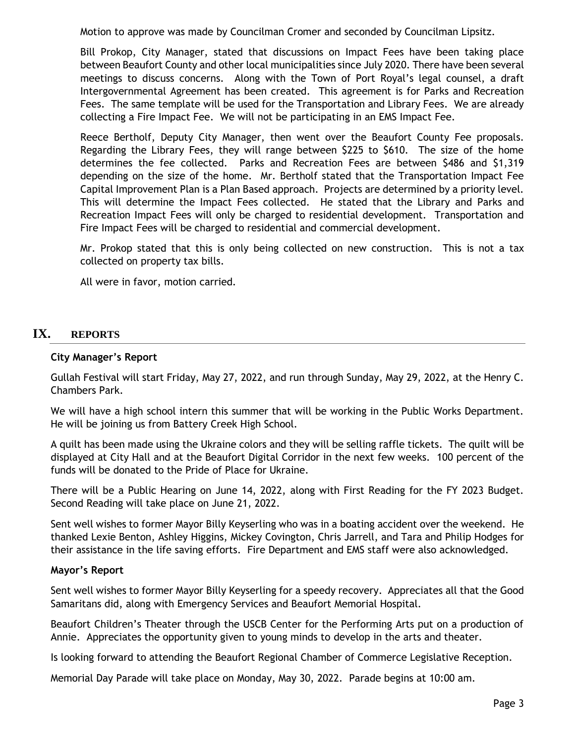Motion to approve was made by Councilman Cromer and seconded by Councilman Lipsitz.

Bill Prokop, City Manager, stated that discussions on Impact Fees have been taking place between Beaufort County and other local municipalities since July 2020. There have been several meetings to discuss concerns. Along with the Town of Port Royal's legal counsel, a draft Intergovernmental Agreement has been created. This agreement is for Parks and Recreation Fees. The same template will be used for the Transportation and Library Fees. We are already collecting a Fire Impact Fee. We will not be participating in an EMS Impact Fee.

Reece Bertholf, Deputy City Manager, then went over the Beaufort County Fee proposals. Regarding the Library Fees, they will range between $225 to $610. The size of the home determines the fee collected. Parks and Recreation Fees are between $486 and $1,319 depending on the size of the home. Mr. Bertholf stated that the Transportation Impact Fee Capital Improvement Plan is a Plan Based approach. Projects are determined by a priority level. This will determine the Impact Fees collected. He stated that the Library and Parks and Recreation Impact Fees will only be charged to residential development. Transportation and Fire Impact Fees will be charged to residential and commercial development.

Mr. Prokop stated that this is only being collected on new construction. This is not a tax collected on property tax bills.

All were in favor, motion carried.

# IX. REPORTS

**City Manager's Report**

Gullah Festival will start Friday, May 27, 2022, and run through Sunday, May 29, 2022, at the Henry C. Chambers Park.

We will have a high school intern this summer that will be working in the Public Works Department. He will be joining us from Battery Creek High School.

A quilt has been made using the Ukraine colors and they will be selling raffle tickets. The quilt will be displayed at City Hall and at the Beaufort Digital Corridor in the next few weeks. 100 percent of the funds will be donated to the Pride of Place for Ukraine.

There will be a Public Hearing on June 14, 2022, along with First Reading for the FY 2023 Budget. Second Reading will take place on June 21, 2022.

Sent well wishes to former Mayor Billy Keyserling who was in a boating accident over the weekend. He thanked Lexie Benton, Ashley Higgins, Mickey Covington, Chris Jarrell, and Tara and Philip Hodges for their assistance in the life saving efforts. Fire Department and EMS staff were also acknowledged.

**Mayor's Report**

Sent well wishes to former Mayor Billy Keyserling for a speedy recovery. Appreciates all that the Good Samaritans did, along with Emergency Services and Beaufort Memorial Hospital.

Beaufort Children's Theater through the USCB Center for the Performing Arts put on a production of Annie. Appreciates the opportunity given to young minds to develop in the arts and theater.

Is looking forward to attending the Beaufort Regional Chamber of Commerce Legislative Reception.

Memorial Day Parade will take place on Monday, May 30, 2022. Parade begins at 10:00 am.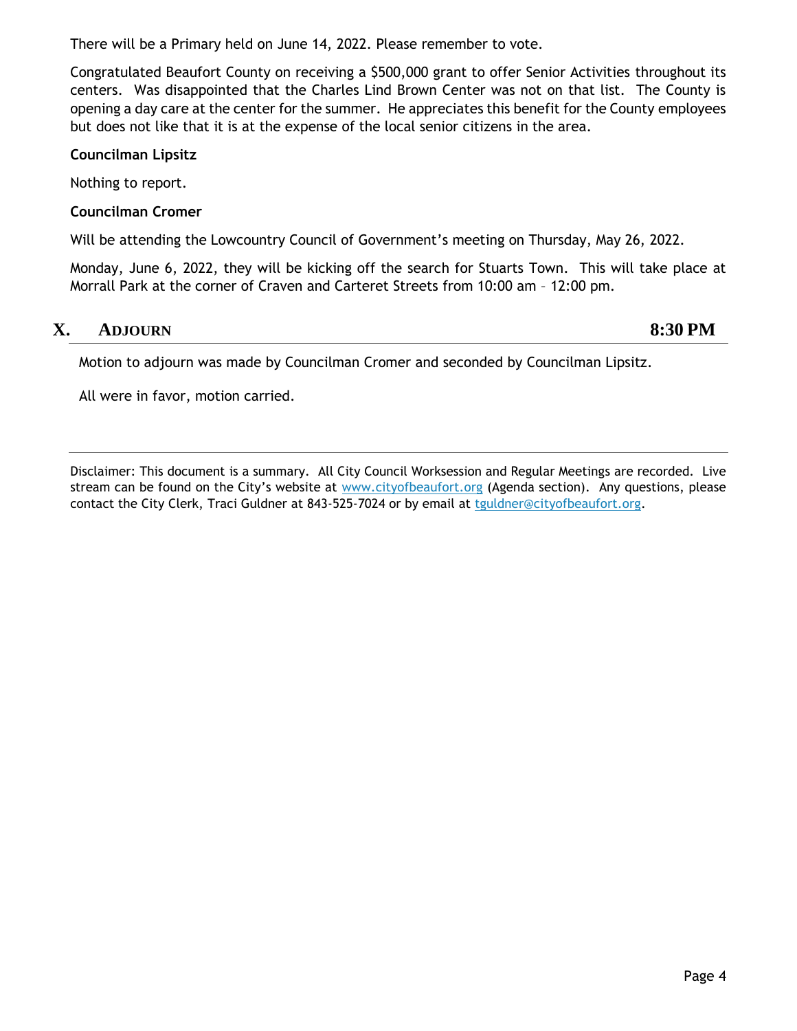There will be a Primary held on June 14, 2022. Please remember to vote.

Congratulated Beaufort County on receiving a $500,000 grant to offer Senior Activities throughout its centers. Was disappointed that the Charles Lind Brown Center was not on that list. The County is opening a day care at the center for the summer. He appreciates this benefit for the County employees but does not like that it is at the expense of the local senior citizens in the area.

**Councilman Lipsitz**

Nothing to report.

**Councilman Cromer**

Will be attending the Lowcountry Council of Government's meeting on Thursday, May 26, 2022.

Monday, June 6, 2022, they will be kicking off the search for Stuarts Town. This will take place at Morrall Park at the corner of Craven and Carteret Streets from 10:00 am – 12:00 pm.

## X. ADJOURN 8:30 PM

Motion to adjourn was made by Councilman Cromer and seconded by Councilman Lipsitz.

All were in favor, motion carried.

---

Disclaimer: This document is a summary. All City Council Worksession and Regular Meetings are recorded. Live stream can be found on the City's website at www.cityofbeaufort.org (Agenda section). Any questions, please contact the City Clerk, Traci Guldner at 843-525-7024 or by email at tguldner@cityofbeaufort.org.